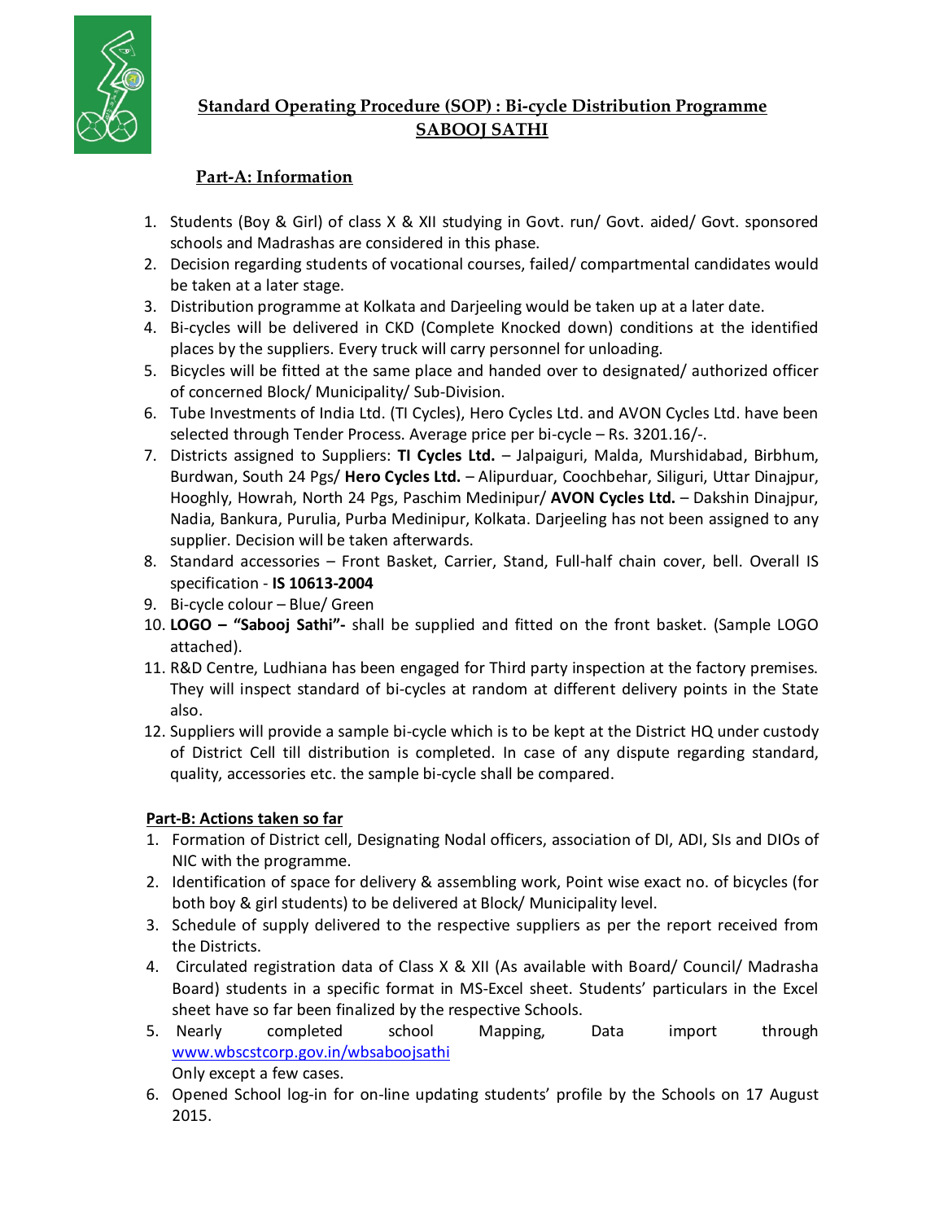# Standard Operating Procedure (SOP) : Bi-cycle Distribution Programme SABOOJ SATHI

## Part-A: Information

1. Students (Boy & Girl) of class X & XII studying in Govt. run/ Govt. aided/ Govt. sponsored schools and Madrashas are considered in this phase.
2. Decision regarding students of vocational courses, failed/ compartmental candidates would be taken at a later stage.
3. Distribution programme at Kolkata and Darjeeling would be taken up at a later date.
4. Bi-cycles will be delivered in CKD (Complete Knocked down) conditions at the identified places by the suppliers. Every truck will carry personnel for unloading.
5. Bicycles will be fitted at the same place and handed over to designated/ authorized officer of concerned Block/ Municipality/ Sub-Division.
6. Tube Investments of India Ltd. (TI Cycles), Hero Cycles Ltd. and AVON Cycles Ltd. have been selected through Tender Process. Average price per bi-cycle – Rs. 3201.16/-.
7. Districts assigned to Suppliers: **TI Cycles Ltd.** – Jalpaiguri, Malda, Murshidabad, Birbhum, Burdwan, South 24 Pgs/ **Hero Cycles Ltd.** – Alipurduar, Coochbehar, Siliguri, Uttar Dinajpur, Hooghly, Howrah, North 24 Pgs, Paschim Medinipur/ **AVON Cycles Ltd.** – Dakshin Dinajpur, Nadia, Bankura, Purulia, Purba Medinipur, Kolkata. Darjeeling has not been assigned to any supplier. Decision will be taken afterwards.
8. Standard accessories – Front Basket, Carrier, Stand, Full-half chain cover, bell. Overall IS specification - **IS 10613-2004**
9. Bi-cycle colour – Blue/ Green
10. **LOGO – "Sabooj Sathi"-** shall be supplied and fitted on the front basket. (Sample LOGO attached).
11. R&D Centre, Ludhiana has been engaged for Third party inspection at the factory premises. They will inspect standard of bi-cycles at random at different delivery points in the State also.
12. Suppliers will provide a sample bi-cycle which is to be kept at the District HQ under custody of District Cell till distribution is completed. In case of any dispute regarding standard, quality, accessories etc. the sample bi-cycle shall be compared.

## Part-B: Actions taken so far

1. Formation of District cell, Designating Nodal officers, association of DI, ADI, SIs and DIOs of NIC with the programme.
2. Identification of space for delivery & assembling work, Point wise exact no. of bicycles (for both boy & girl students) to be delivered at Block/ Municipality level.
3. Schedule of supply delivered to the respective suppliers as per the report received from the Districts.
4. Circulated registration data of Class X & XII (As available with Board/ Council/ Madrasha Board) students in a specific format in MS-Excel sheet. Students' particulars in the Excel sheet have so far been finalized by the respective Schools.
5. Nearly completed school Mapping, Data import through [www.wbscstcorp.gov.in/wbsaboojsathi](www.wbscstcorp.gov.in/wbsaboojsathi) Only except a few cases.
6. Opened School log-in for on-line updating students' profile by the Schools on 17 August 2015.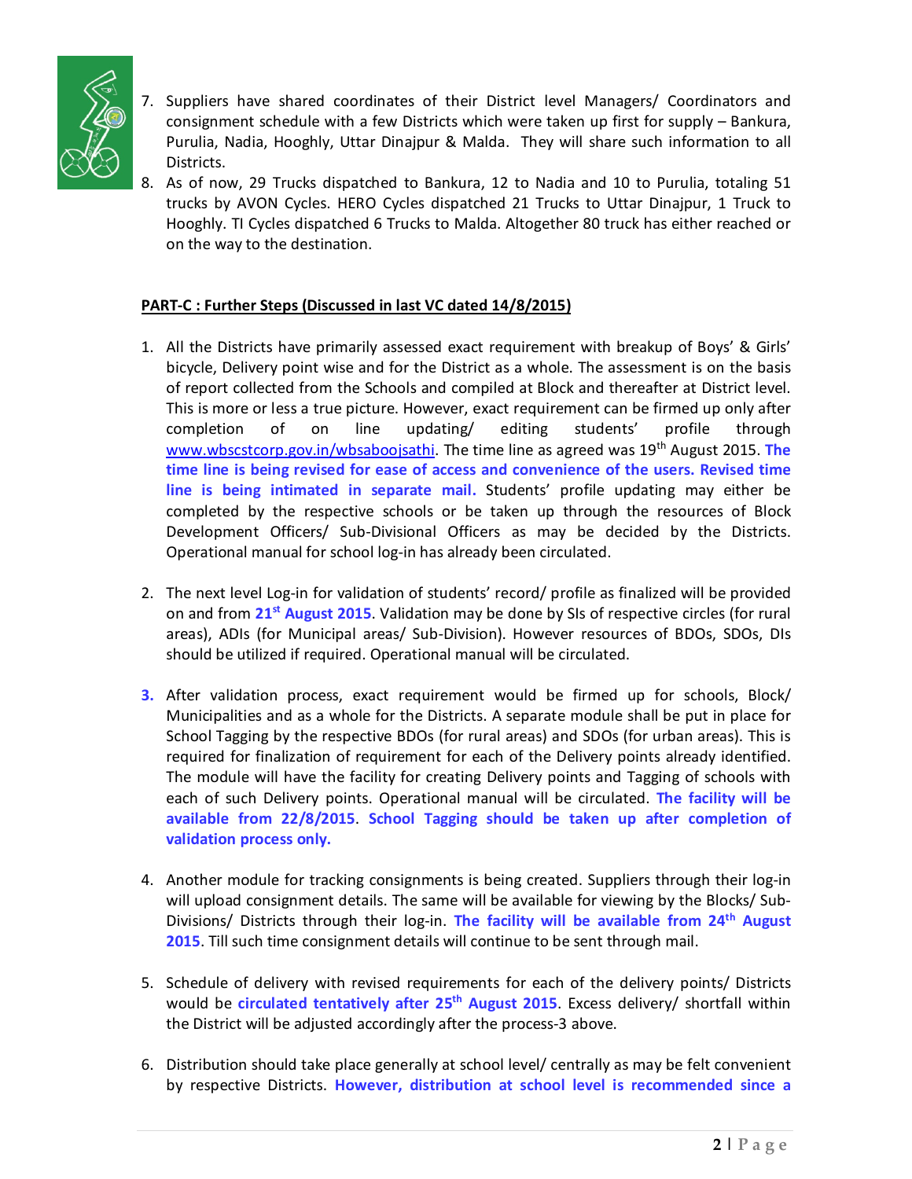7. Suppliers have shared coordinates of their District level Managers/ Coordinators and consignment schedule with a few Districts which were taken up first for supply – Bankura, Purulia, Nadia, Hooghly, Uttar Dinajpur & Malda. They will share such information to all Districts.
8. As of now, 29 Trucks dispatched to Bankura, 12 to Nadia and 10 to Purulia, totaling 51 trucks by AVON Cycles. HERO Cycles dispatched 21 Trucks to Uttar Dinajpur, 1 Truck to Hooghly. TI Cycles dispatched 6 Trucks to Malda. Altogether 80 truck has either reached or on the way to the destination.

**PART-C : Further Steps (Discussed in last VC dated 14/8/2015)**

1. All the Districts have primarily assessed exact requirement with breakup of Boys' & Girls' bicycle, Delivery point wise and for the District as a whole. The assessment is on the basis of report collected from the Schools and compiled at Block and thereafter at District level. This is more or less a true picture. However, exact requirement can be firmed up only after completion of on line updating/ editing students' profile through www.wbscstcorp.gov.in/wbsaboojsathi. The time line as agreed was 19th August 2015. **The time line is being revised for ease of access and convenience of the users. Revised time line is being intimated in separate mail.** Students' profile updating may either be completed by the respective schools or be taken up through the resources of Block Development Officers/ Sub-Divisional Officers as may be decided by the Districts. Operational manual for school log-in has already been circulated.

2. The next level Log-in for validation of students' record/ profile as finalized will be provided on and from **21st August 2015**. Validation may be done by SIs of respective circles (for rural areas), ADIs (for Municipal areas/ Sub-Division). However resources of BDOs, SDOs, DIs should be utilized if required. Operational manual will be circulated.

3. After validation process, exact requirement would be firmed up for schools, Block/ Municipalities and as a whole for the Districts. A separate module shall be put in place for School Tagging by the respective BDOs (for rural areas) and SDOs (for urban areas). This is required for finalization of requirement for each of the Delivery points already identified. The module will have the facility for creating Delivery points and Tagging of schools with each of such Delivery points. Operational manual will be circulated. **The facility will be available from 22/8/2015**. **School Tagging should be taken up after completion of validation process only.**

4. Another module for tracking consignments is being created. Suppliers through their log-in will upload consignment details. The same will be available for viewing by the Blocks/ Sub-Divisions/ Districts through their log-in. **The facility will be available from 24th August 2015**. Till such time consignment details will continue to be sent through mail.

5. Schedule of delivery with revised requirements for each of the delivery points/ Districts would be **circulated tentatively after 25th August 2015**. Excess delivery/ shortfall within the District will be adjusted accordingly after the process-3 above.

6. Distribution should take place generally at school level/ centrally as may be felt convenient by respective Districts. **However, distribution at school level is recommended since a**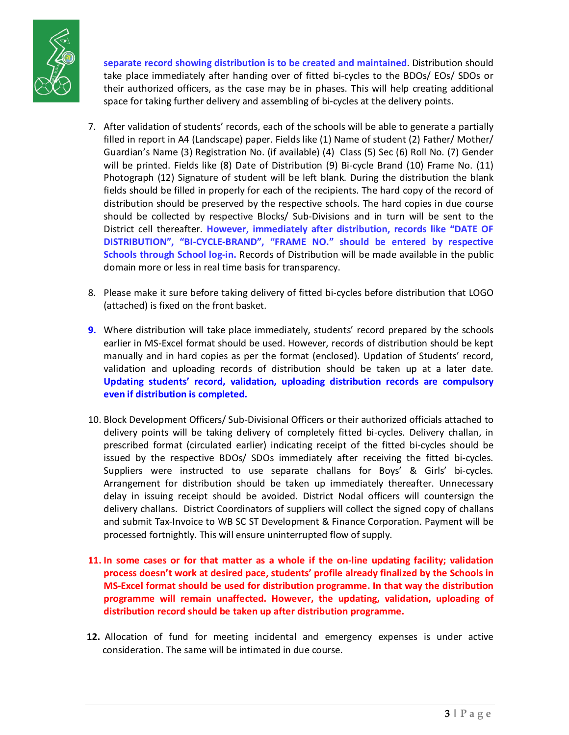**separate record showing distribution is to be created and maintained**. Distribution should take place immediately after handing over of fitted bi-cycles to the BDOs/ EOs/ SDOs or their authorized officers, as the case may be in phases. This will help creating additional space for taking further delivery and assembling of bi-cycles at the delivery points.

7. After validation of students' records, each of the schools will be able to generate a partially filled in report in A4 (Landscape) paper. Fields like (1) Name of student (2) Father/ Mother/ Guardian's Name (3) Registration No. (if available) (4) Class (5) Sec (6) Roll No. (7) Gender will be printed. Fields like (8) Date of Distribution (9) Bi-cycle Brand (10) Frame No. (11) Photograph (12) Signature of student will be left blank. During the distribution the blank fields should be filled in properly for each of the recipients. The hard copy of the record of distribution should be preserved by the respective schools. The hard copies in due course should be collected by respective Blocks/ Sub-Divisions and in turn will be sent to the District cell thereafter. **However, immediately after distribution, records like "DATE OF DISTRIBUTION", "BI-CYCLE-BRAND", "FRAME NO." should be entered by respective Schools through School log-in.** Records of Distribution will be made available in the public domain more or less in real time basis for transparency.

8. Please make it sure before taking delivery of fitted bi-cycles before distribution that LOGO (attached) is fixed on the front basket.

9. Where distribution will take place immediately, students' record prepared by the schools earlier in MS-Excel format should be used. However, records of distribution should be kept manually and in hard copies as per the format (enclosed). Updation of Students' record, validation and uploading records of distribution should be taken up at a later date. **Updating students' record, validation, uploading distribution records are compulsory even if distribution is completed.**

10. Block Development Officers/ Sub-Divisional Officers or their authorized officials attached to delivery points will be taking delivery of completely fitted bi-cycles. Delivery challan, in prescribed format (circulated earlier) indicating receipt of the fitted bi-cycles should be issued by the respective BDOs/ SDOs immediately after receiving the fitted bi-cycles. Suppliers were instructed to use separate challans for Boys' & Girls' bi-cycles. Arrangement for distribution should be taken up immediately thereafter. Unnecessary delay in issuing receipt should be avoided. District Nodal officers will countersign the delivery challans. District Coordinators of suppliers will collect the signed copy of challans and submit Tax-Invoice to WB SC ST Development & Finance Corporation. Payment will be processed fortnightly. This will ensure uninterrupted flow of supply.

11. **In some cases or for that matter as a whole if the on-line updating facility; validation process doesn't work at desired pace, students' profile already finalized by the Schools in MS-Excel format should be used for distribution programme. In that way the distribution programme will remain unaffected. However, the updating, validation, uploading of distribution record should be taken up after distribution programme.**

12. Allocation of fund for meeting incidental and emergency expenses is under active consideration. The same will be intimated in due course.